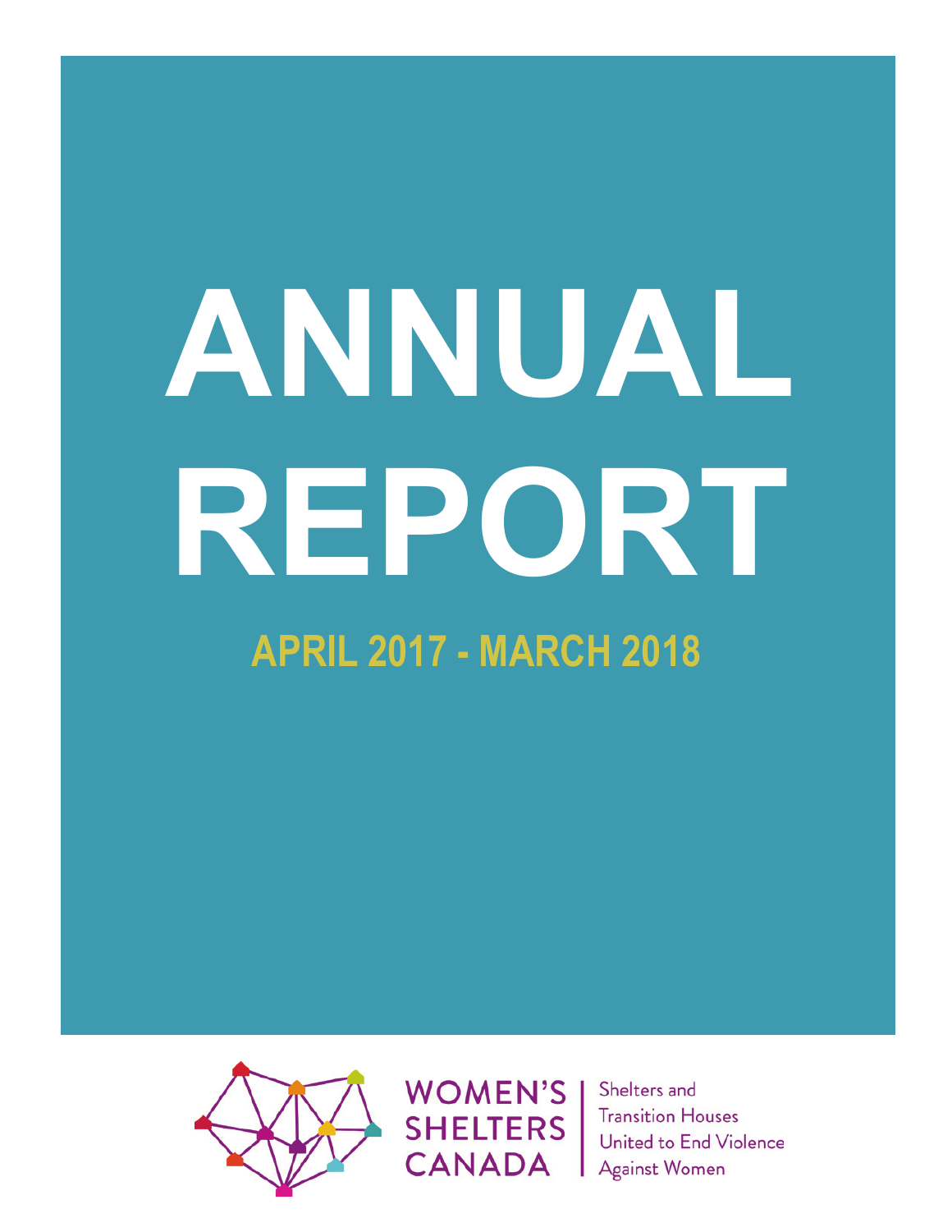# ANNUAL REPORT

## APRIL 2017 - MARCH 2018

WOMEN'S SHELTERS CANADA

Shelters and Transition Houses United to End Violence Against Women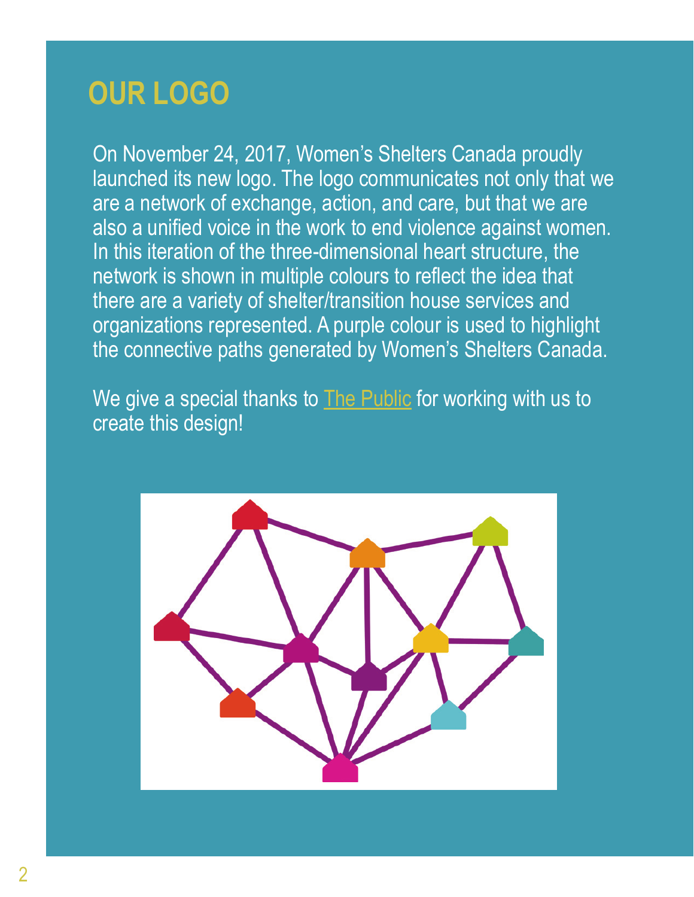# OUR LOGO

On November 24, 2017, Women's Shelters Canada proudly launched its new logo. The logo communicates not only that we are a network of exchange, action, and care, but that we are also a unified voice in the work to end violence against women. In this iteration of the three-dimensional heart structure, the network is shown in multiple colours to reflect the idea that there are a variety of shelter/transition house services and organizations represented. A purple colour is used to highlight the connective paths generated by Women's Shelters Canada.

We give a special thanks to The Public for working with us to create this design!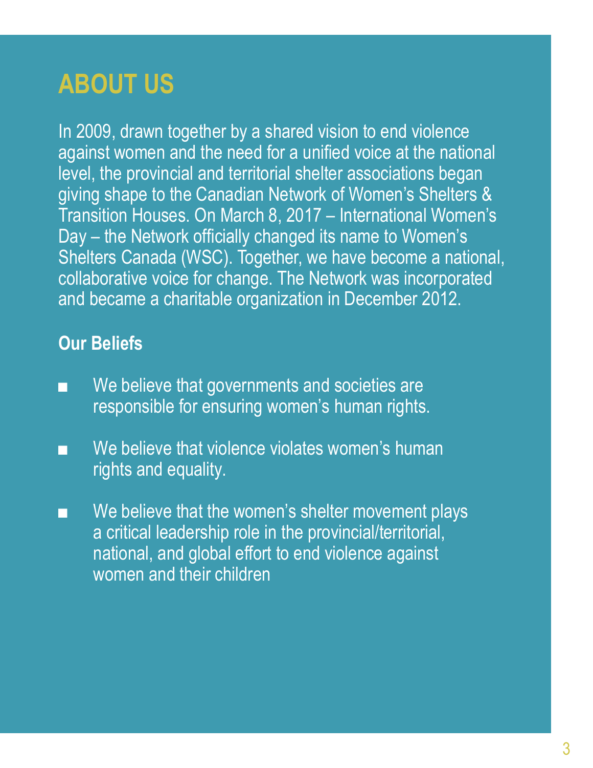# ABOUT US

In 2009, drawn together by a shared vision to end violence against women and the need for a unified voice at the national level, the provincial and territorial shelter associations began giving shape to the Canadian Network of Women's Shelters & Transition Houses. On March 8, 2017 – International Women's Day – the Network officially changed its name to Women's Shelters Canada (WSC). Together, we have become a national, collaborative voice for change. The Network was incorporated and became a charitable organization in December 2012.

## Our Beliefs

- We believe that governments and societies are responsible for ensuring women's human rights.
- We believe that violence violates women's human rights and equality.
- We believe that the women's shelter movement plays a critical leadership role in the provincial/territorial, national, and global effort to end violence against women and their children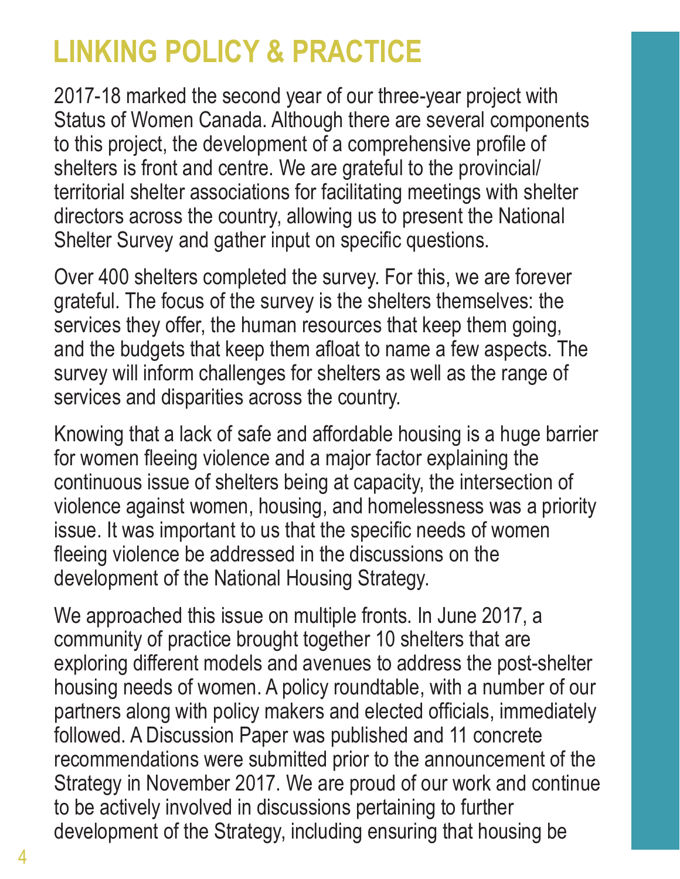# LINKING POLICY & PRACTICE

2017-18 marked the second year of our three-year project with Status of Women Canada. Although there are several components to this project, the development of a comprehensive profile of shelters is front and centre. We are grateful to the provincial/territorial shelter associations for facilitating meetings with shelter directors across the country, allowing us to present the National Shelter Survey and gather input on specific questions.

Over 400 shelters completed the survey. For this, we are forever grateful. The focus of the survey is the shelters themselves: the services they offer, the human resources that keep them going, and the budgets that keep them afloat to name a few aspects. The survey will inform challenges for shelters as well as the range of services and disparities across the country.

Knowing that a lack of safe and affordable housing is a huge barrier for women fleeing violence and a major factor explaining the continuous issue of shelters being at capacity, the intersection of violence against women, housing, and homelessness was a priority issue. It was important to us that the specific needs of women fleeing violence be addressed in the discussions on the development of the National Housing Strategy.

We approached this issue on multiple fronts. In June 2017, a community of practice brought together 10 shelters that are exploring different models and avenues to address the post-shelter housing needs of women. A policy roundtable, with a number of our partners along with policy makers and elected officials, immediately followed. A Discussion Paper was published and 11 concrete recommendations were submitted prior to the announcement of the Strategy in November 2017. We are proud of our work and continue to be actively involved in discussions pertaining to further development of the Strategy, including ensuring that housing be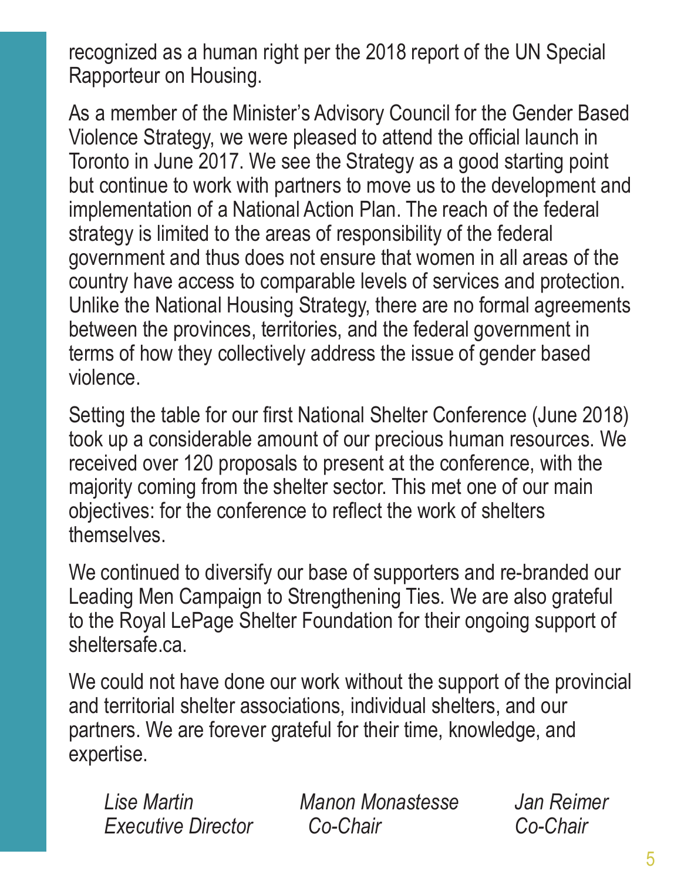recognized as a human right per the 2018 report of the UN Special Rapporteur on Housing.

As a member of the Minister's Advisory Council for the Gender Based Violence Strategy, we were pleased to attend the official launch in Toronto in June 2017. We see the Strategy as a good starting point but continue to work with partners to move us to the development and implementation of a National Action Plan. The reach of the federal strategy is limited to the areas of responsibility of the federal government and thus does not ensure that women in all areas of the country have access to comparable levels of services and protection. Unlike the National Housing Strategy, there are no formal agreements between the provinces, territories, and the federal government in terms of how they collectively address the issue of gender based violence.

Setting the table for our first National Shelter Conference (June 2018) took up a considerable amount of our precious human resources. We received over 120 proposals to present at the conference, with the majority coming from the shelter sector. This met one of our main objectives: for the conference to reflect the work of shelters themselves.

We continued to diversify our base of supporters and re-branded our Leading Men Campaign to Strengthening Ties. We are also grateful to the Royal LePage Shelter Foundation for their ongoing support of sheltersafe.ca.

We could not have done our work without the support of the provincial and territorial shelter associations, individual shelters, and our partners. We are forever grateful for their time, knowledge, and expertise.

| *Lise Martin* | *Manon Monastesse* | *Jan Reimer* |
|---|---|---|
| *Executive Director* | *Co-Chair* | *Co-Chair* |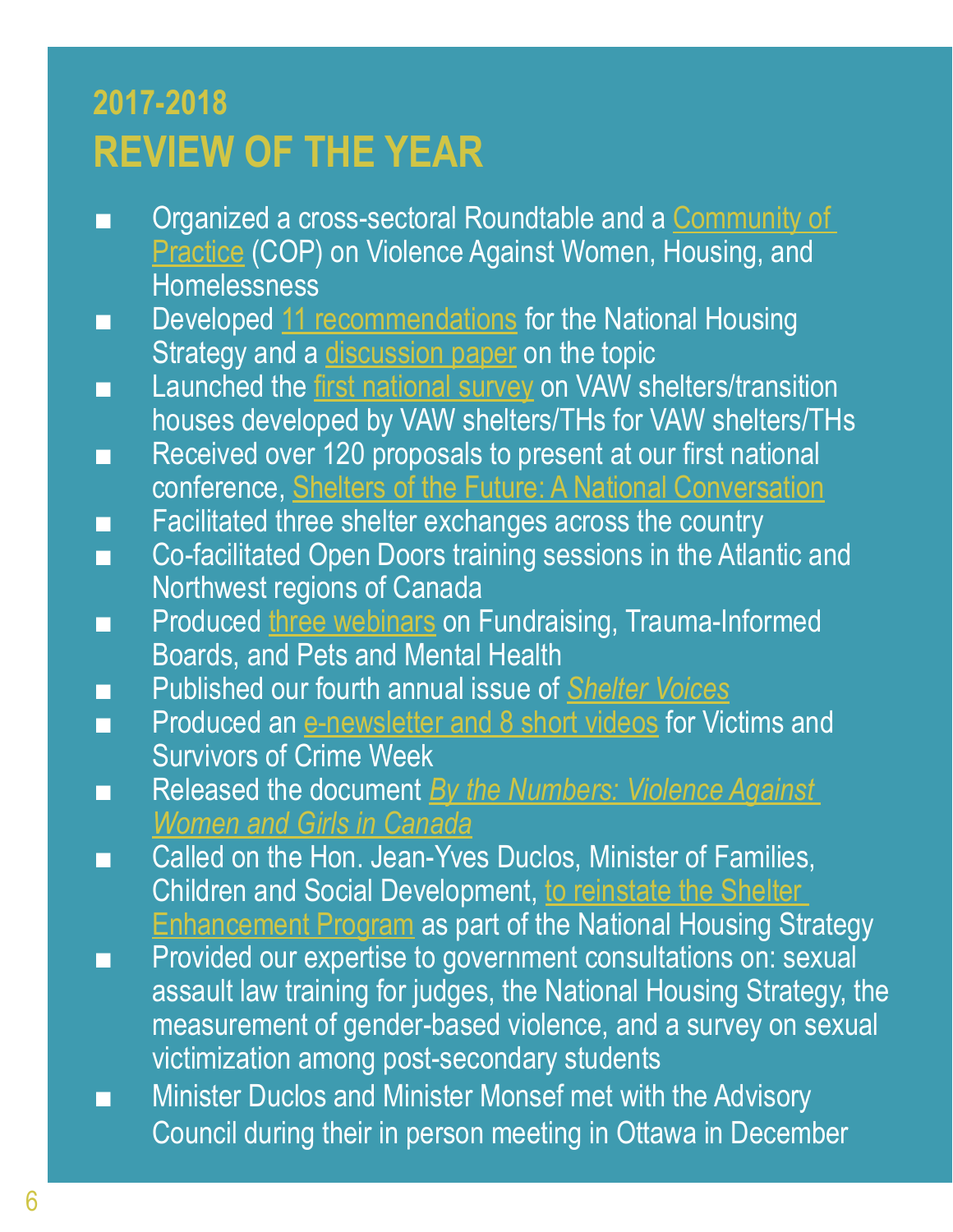## 2017-2018
# REVIEW OF THE YEAR

- Organized a cross-sectoral Roundtable and a Community of Practice (COP) on Violence Against Women, Housing, and Homelessness
- Developed 11 recommendations for the National Housing Strategy and a discussion paper on the topic
- Launched the first national survey on VAW shelters/transition houses developed by VAW shelters/THs for VAW shelters/THs
- Received over 120 proposals to present at our first national conference, Shelters of the Future: A National Conversation
- Facilitated three shelter exchanges across the country
- Co-facilitated Open Doors training sessions in the Atlantic and Northwest regions of Canada
- Produced three webinars on Fundraising, Trauma-Informed Boards, and Pets and Mental Health
- Published our fourth annual issue of *Shelter Voices*
- Produced an e-newsletter and 8 short videos for Victims and Survivors of Crime Week
- Released the document *By the Numbers: Violence Against Women and Girls in Canada*
- Called on the Hon. Jean-Yves Duclos, Minister of Families, Children and Social Development, to reinstate the Shelter Enhancement Program as part of the National Housing Strategy
- Provided our expertise to government consultations on: sexual assault law training for judges, the National Housing Strategy, the measurement of gender-based violence, and a survey on sexual victimization among post-secondary students
- Minister Duclos and Minister Monsef met with the Advisory Council during their in person meeting in Ottawa in December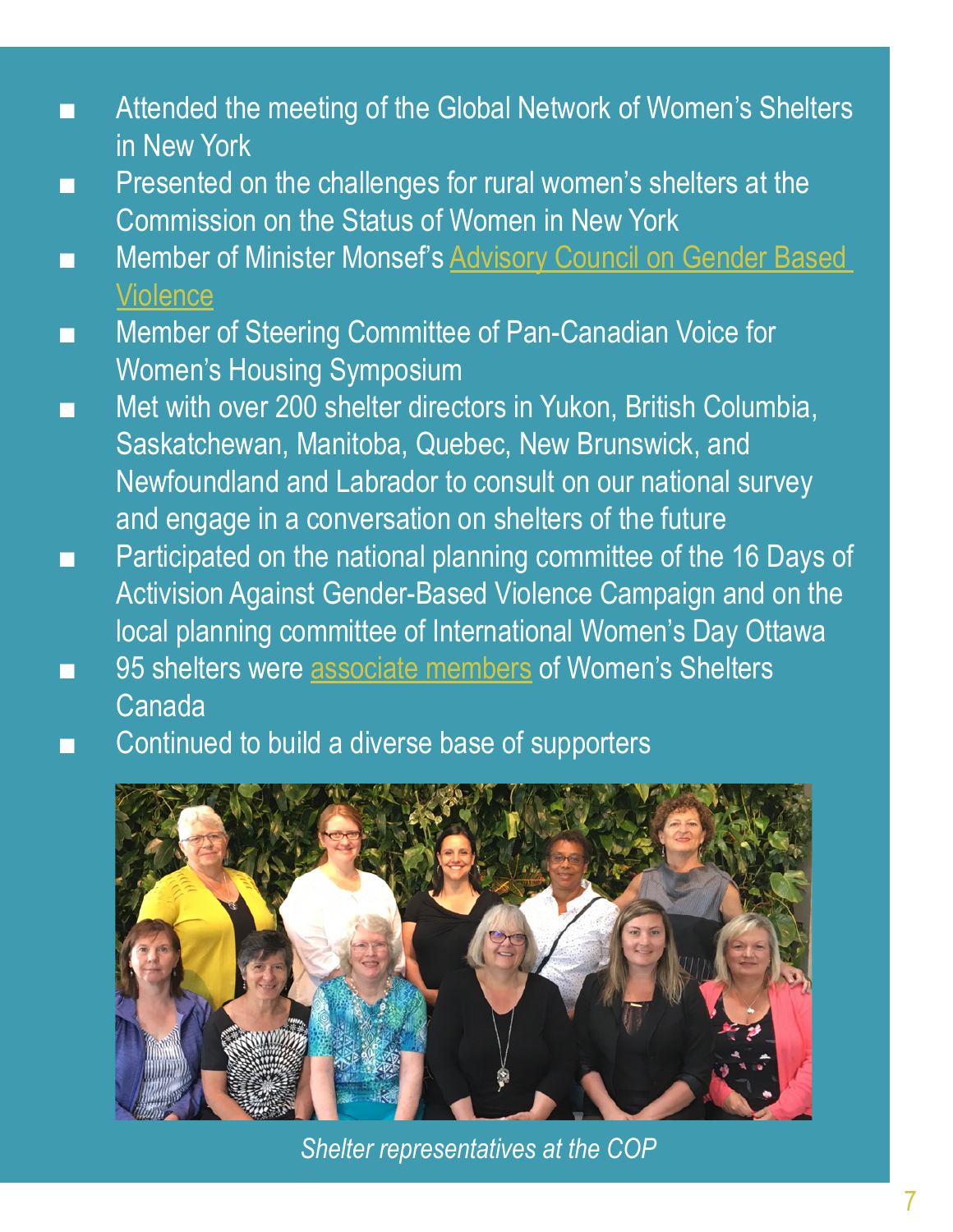- Attended the meeting of the Global Network of Women's Shelters in New York
- Presented on the challenges for rural women's shelters at the Commission on the Status of Women in New York
- Member of Minister Monsef's Advisory Council on Gender Based Violence
- Member of Steering Committee of Pan-Canadian Voice for Women's Housing Symposium
- Met with over 200 shelter directors in Yukon, British Columbia, Saskatchewan, Manitoba, Quebec, New Brunswick, and Newfoundland and Labrador to consult on our national survey and engage in a conversation on shelters of the future
- Participated on the national planning committee of the 16 Days of Activision Against Gender-Based Violence Campaign and on the local planning committee of International Women's Day Ottawa
- 95 shelters were associate members of Women's Shelters Canada
- Continued to build a diverse base of supporters

*Shelter representatives at the COP*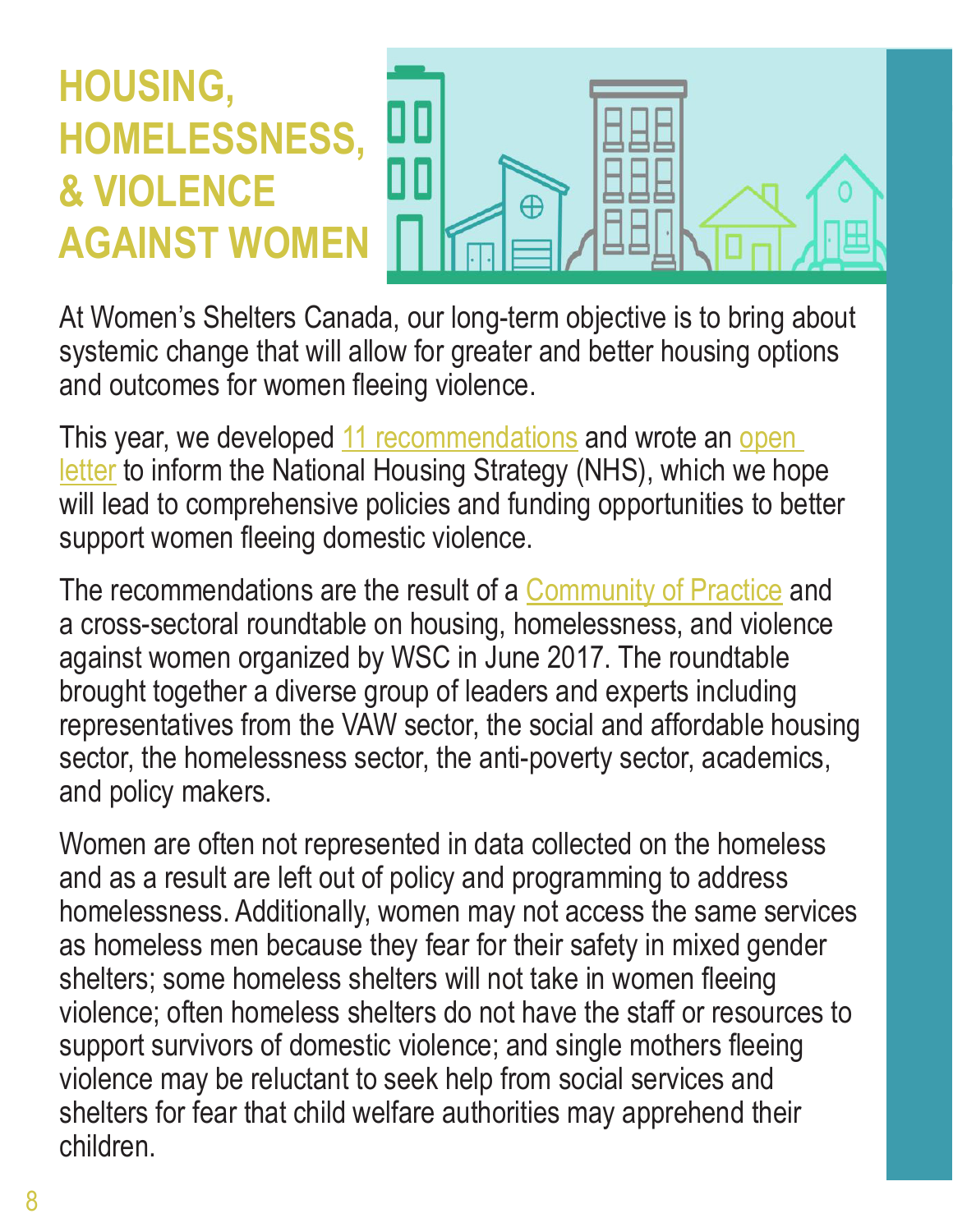# HOUSING, HOMELESSNESS, & VIOLENCE AGAINST WOMEN

At Women's Shelters Canada, our long-term objective is to bring about systemic change that will allow for greater and better housing options and outcomes for women fleeing violence.

This year, we developed 11 recommendations and wrote an open letter to inform the National Housing Strategy (NHS), which we hope will lead to comprehensive policies and funding opportunities to better support women fleeing domestic violence.

The recommendations are the result of a Community of Practice and a cross-sectoral roundtable on housing, homelessness, and violence against women organized by WSC in June 2017. The roundtable brought together a diverse group of leaders and experts including representatives from the VAW sector, the social and affordable housing sector, the homelessness sector, the anti-poverty sector, academics, and policy makers.

Women are often not represented in data collected on the homeless and as a result are left out of policy and programming to address homelessness. Additionally, women may not access the same services as homeless men because they fear for their safety in mixed gender shelters; some homeless shelters will not take in women fleeing violence; often homeless shelters do not have the staff or resources to support survivors of domestic violence; and single mothers fleeing violence may be reluctant to seek help from social services and shelters for fear that child welfare authorities may apprehend their children.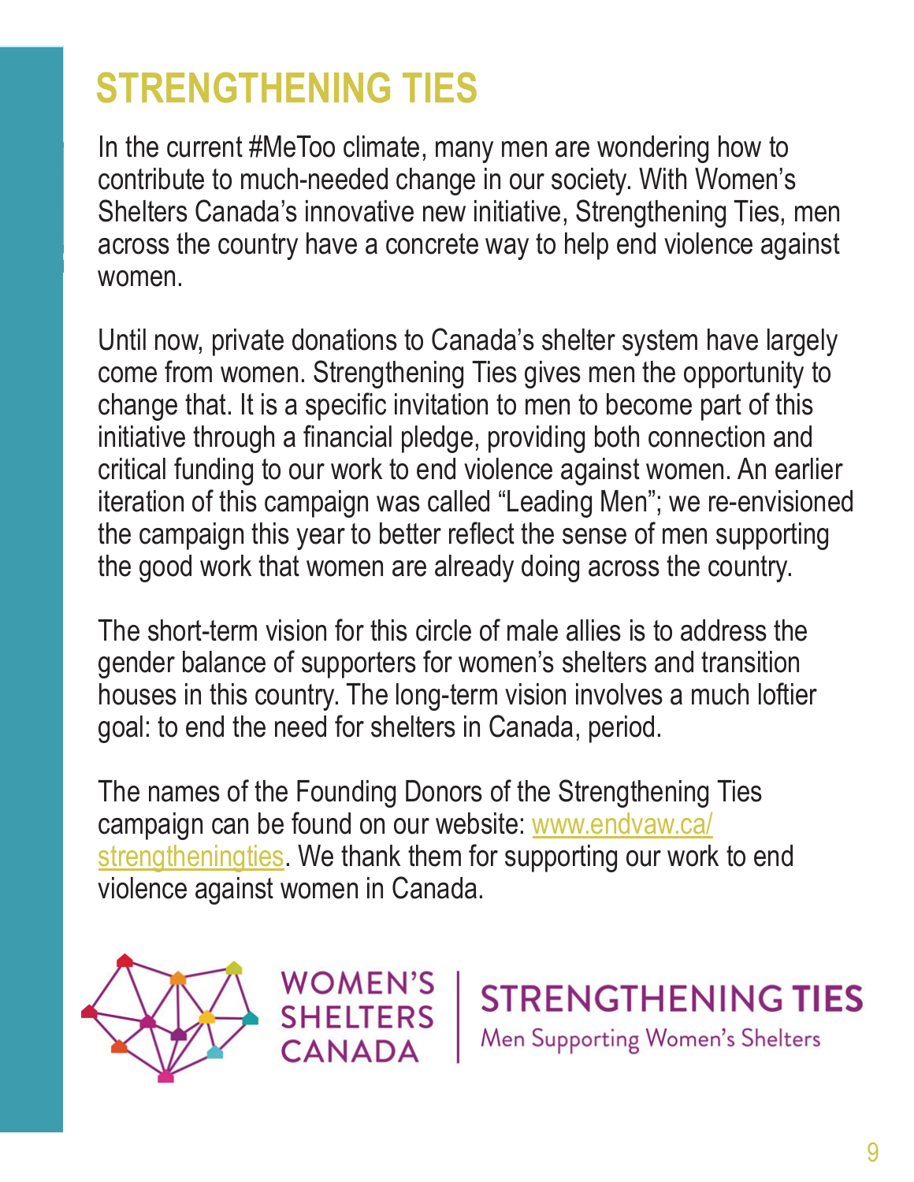# STRENGTHENING TIES

In the current #MeToo climate, many men are wondering how to contribute to much-needed change in our society. With Women's Shelters Canada's innovative new initiative, Strengthening Ties, men across the country have a concrete way to help end violence against women.

Until now, private donations to Canada's shelter system have largely come from women. Strengthening Ties gives men the opportunity to change that. It is a specific invitation to men to become part of this initiative through a financial pledge, providing both connection and critical funding to our work to end violence against women. An earlier iteration of this campaign was called "Leading Men"; we re-envisioned the campaign this year to better reflect the sense of men supporting the good work that women are already doing across the country.

The short-term vision for this circle of male allies is to address the gender balance of supporters for women's shelters and transition houses in this country. The long-term vision involves a much loftier goal: to end the need for shelters in Canada, period.

The names of the Founding Donors of the Strengthening Ties campaign can be found on our website: [www.endvaw.ca/strengtheningties](www.endvaw.ca/strengtheningties). We thank them for supporting our work to end violence against women in Canada.

WOMEN'S SHELTERS CANADA | STRENGTHENING TIES
Men Supporting Women's Shelters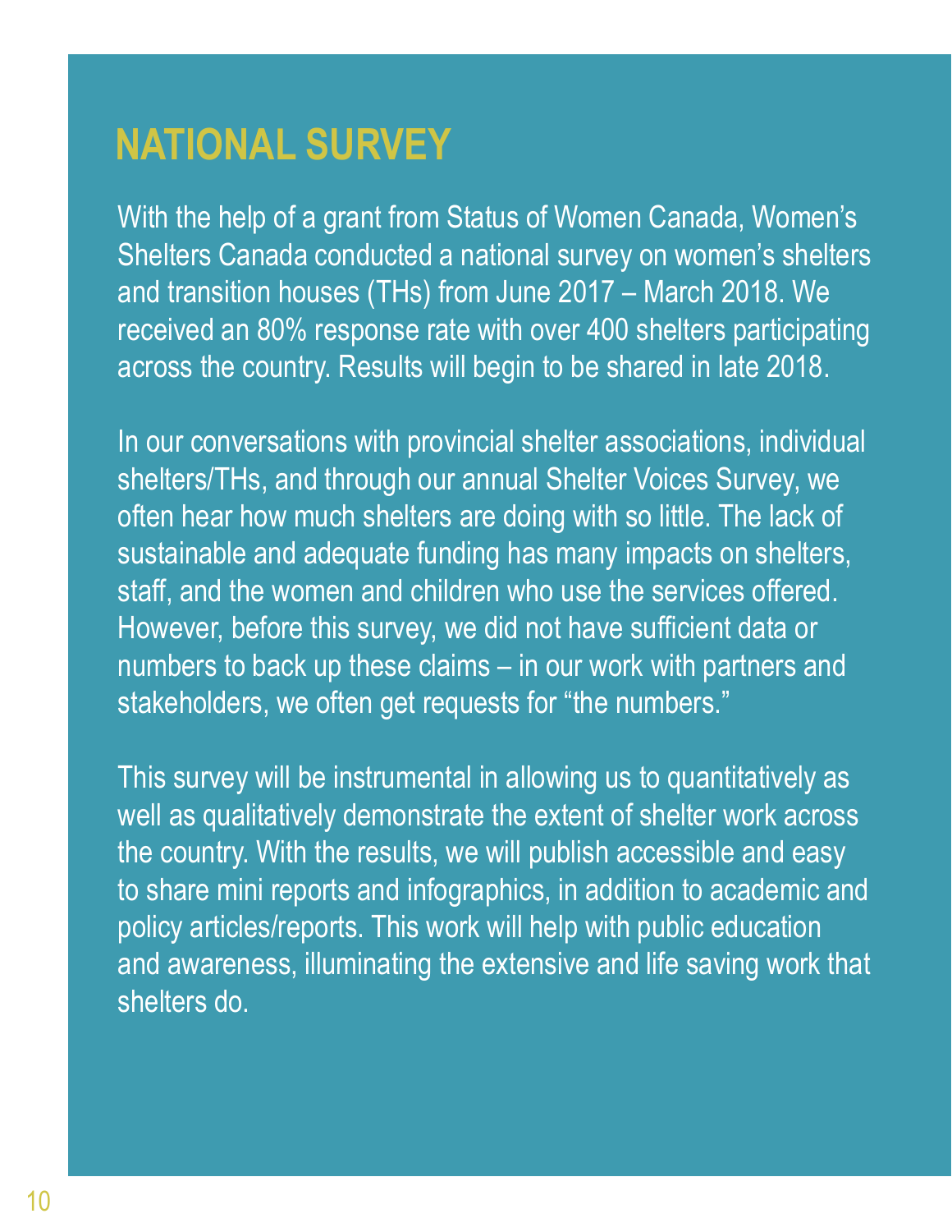# NATIONAL SURVEY

With the help of a grant from Status of Women Canada, Women's Shelters Canada conducted a national survey on women's shelters and transition houses (THs) from June 2017 – March 2018. We received an 80% response rate with over 400 shelters participating across the country. Results will begin to be shared in late 2018.

In our conversations with provincial shelter associations, individual shelters/THs, and through our annual Shelter Voices Survey, we often hear how much shelters are doing with so little. The lack of sustainable and adequate funding has many impacts on shelters, staff, and the women and children who use the services offered. However, before this survey, we did not have sufficient data or numbers to back up these claims – in our work with partners and stakeholders, we often get requests for "the numbers."

This survey will be instrumental in allowing us to quantitatively as well as qualitatively demonstrate the extent of shelter work across the country. With the results, we will publish accessible and easy to share mini reports and infographics, in addition to academic and policy articles/reports. This work will help with public education and awareness, illuminating the extensive and life saving work that shelters do.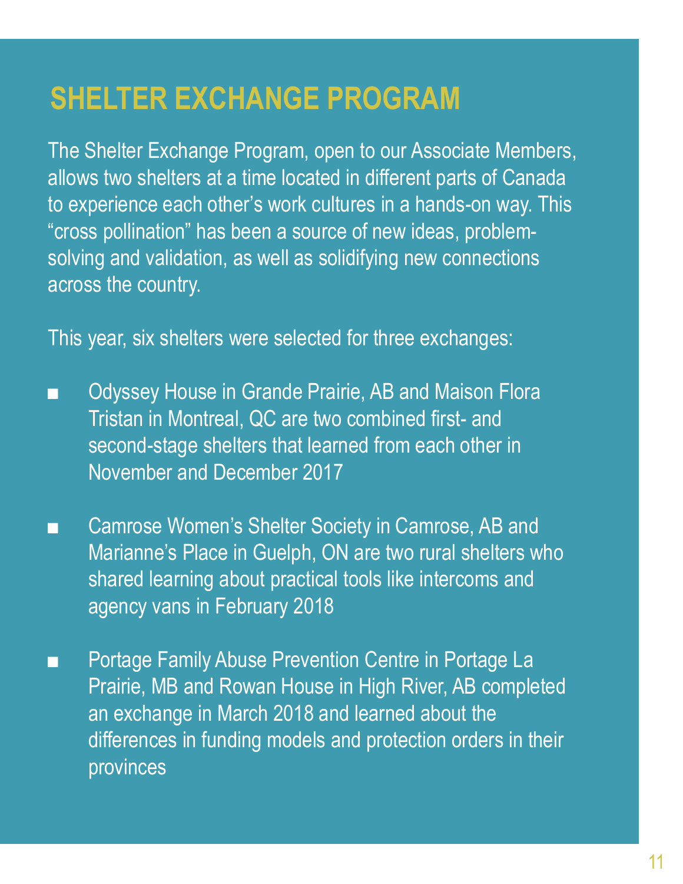# SHELTER EXCHANGE PROGRAM

The Shelter Exchange Program, open to our Associate Members, allows two shelters at a time located in different parts of Canada to experience each other's work cultures in a hands-on way. This "cross pollination" has been a source of new ideas, problem-solving and validation, as well as solidifying new connections across the country.

This year, six shelters were selected for three exchanges:

- Odyssey House in Grande Prairie, AB and Maison Flora Tristan in Montreal, QC are two combined first- and second-stage shelters that learned from each other in November and December 2017
- Camrose Women's Shelter Society in Camrose, AB and Marianne's Place in Guelph, ON are two rural shelters who shared learning about practical tools like intercoms and agency vans in February 2018
- Portage Family Abuse Prevention Centre in Portage La Prairie, MB and Rowan House in High River, AB completed an exchange in March 2018 and learned about the differences in funding models and protection orders in their provinces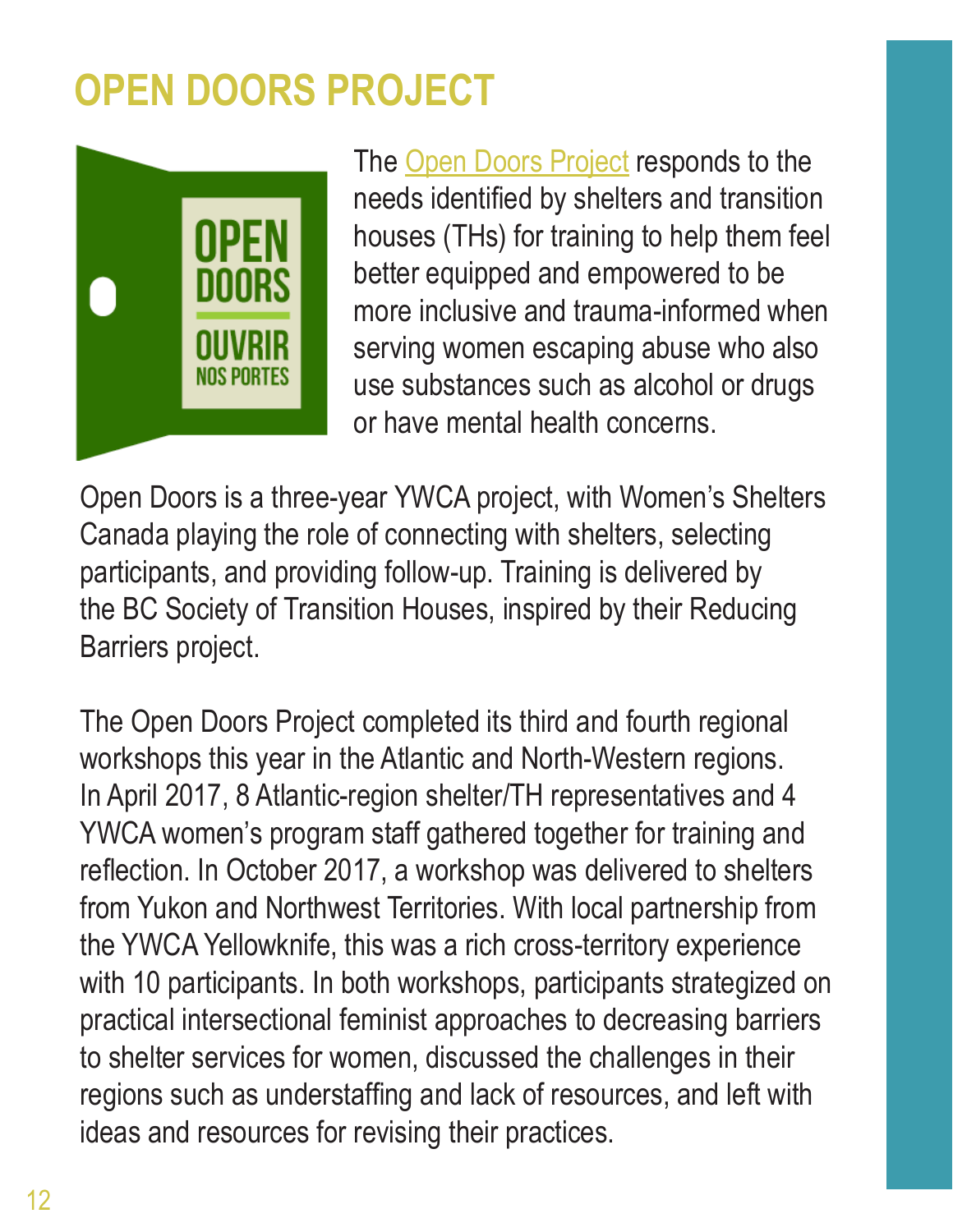# OPEN DOORS PROJECT

The Open Doors Project responds to the needs identified by shelters and transition houses (THs) for training to help them feel better equipped and empowered to be more inclusive and trauma-informed when serving women escaping abuse who also use substances such as alcohol or drugs or have mental health concerns.

Open Doors is a three-year YWCA project, with Women's Shelters Canada playing the role of connecting with shelters, selecting participants, and providing follow-up. Training is delivered by the BC Society of Transition Houses, inspired by their Reducing Barriers project.

The Open Doors Project completed its third and fourth regional workshops this year in the Atlantic and North-Western regions. In April 2017, 8 Atlantic-region shelter/TH representatives and 4 YWCA women's program staff gathered together for training and reflection. In October 2017, a workshop was delivered to shelters from Yukon and Northwest Territories. With local partnership from the YWCA Yellowknife, this was a rich cross-territory experience with 10 participants. In both workshops, participants strategized on practical intersectional feminist approaches to decreasing barriers to shelter services for women, discussed the challenges in their regions such as understaffing and lack of resources, and left with ideas and resources for revising their practices.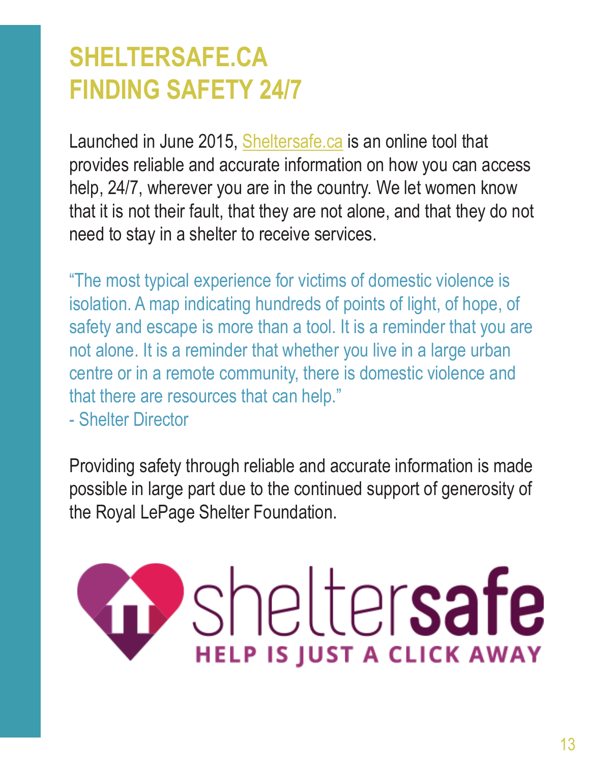# SHELTERSAFE.CA
# FINDING SAFETY 24/7

Launched in June 2015, Sheltersafe.ca is an online tool that provides reliable and accurate information on how you can access help, 24/7, wherever you are in the country. We let women know that it is not their fault, that they are not alone, and that they do not need to stay in a shelter to receive services.

"The most typical experience for victims of domestic violence is isolation. A map indicating hundreds of points of light, of hope, of safety and escape is more than a tool. It is a reminder that you are not alone. It is a reminder that whether you live in a large urban centre or in a remote community, there is domestic violence and that there are resources that can help."
- Shelter Director

Providing safety through reliable and accurate information is made possible in large part due to the continued support of generosity of the Royal LePage Shelter Foundation.

shelter**safe**
HELP IS JUST A CLICK AWAY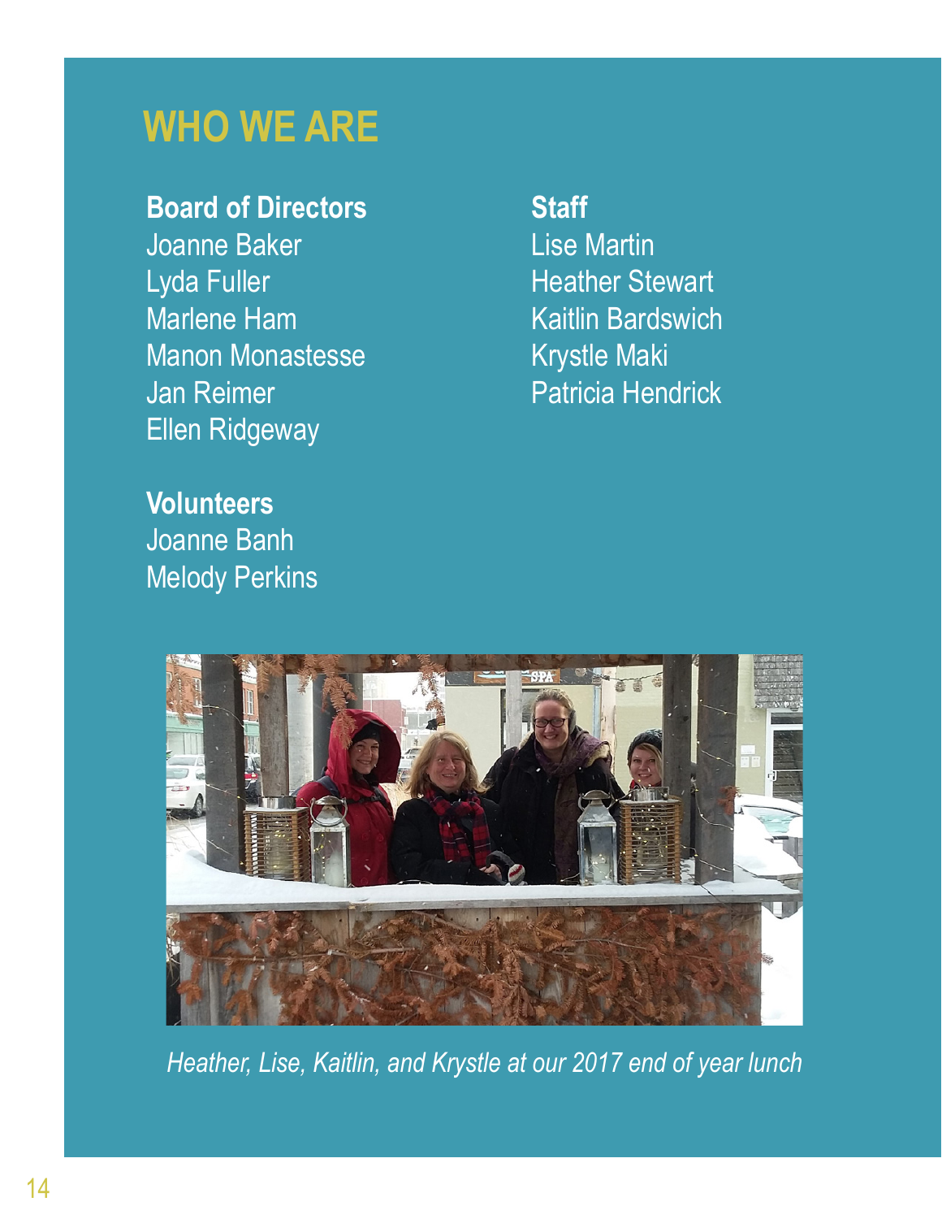# WHO WE ARE

**Board of Directors**
Joanne Baker
Lyda Fuller
Marlene Ham
Manon Monastesse
Jan Reimer
Ellen Ridgeway

**Staff**
Lise Martin
Heather Stewart
Kaitlin Bardswich
Krystle Maki
Patricia Hendrick

**Volunteers**
Joanne Banh
Melody Perkins

*Heather, Lise, Kaitlin, and Krystle at our 2017 end of year lunch*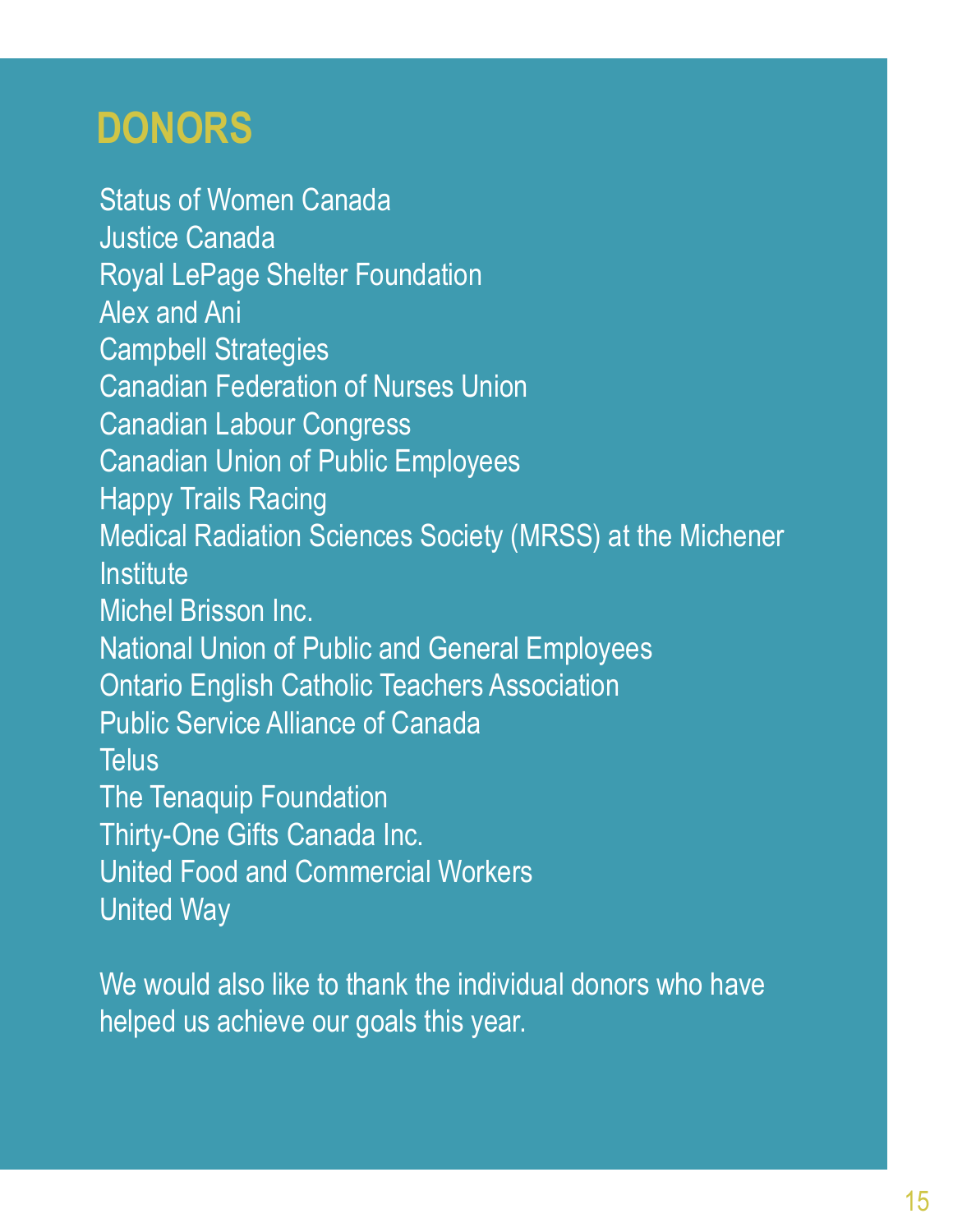# DONORS

Status of Women Canada
Justice Canada
Royal LePage Shelter Foundation
Alex and Ani
Campbell Strategies
Canadian Federation of Nurses Union
Canadian Labour Congress
Canadian Union of Public Employees
Happy Trails Racing
Medical Radiation Sciences Society (MRSS) at the Michener Institute
Michel Brisson Inc.
National Union of Public and General Employees
Ontario English Catholic Teachers Association
Public Service Alliance of Canada
Telus
The Tenaquip Foundation
Thirty-One Gifts Canada Inc.
United Food and Commercial Workers
United Way

We would also like to thank the individual donors who have helped us achieve our goals this year.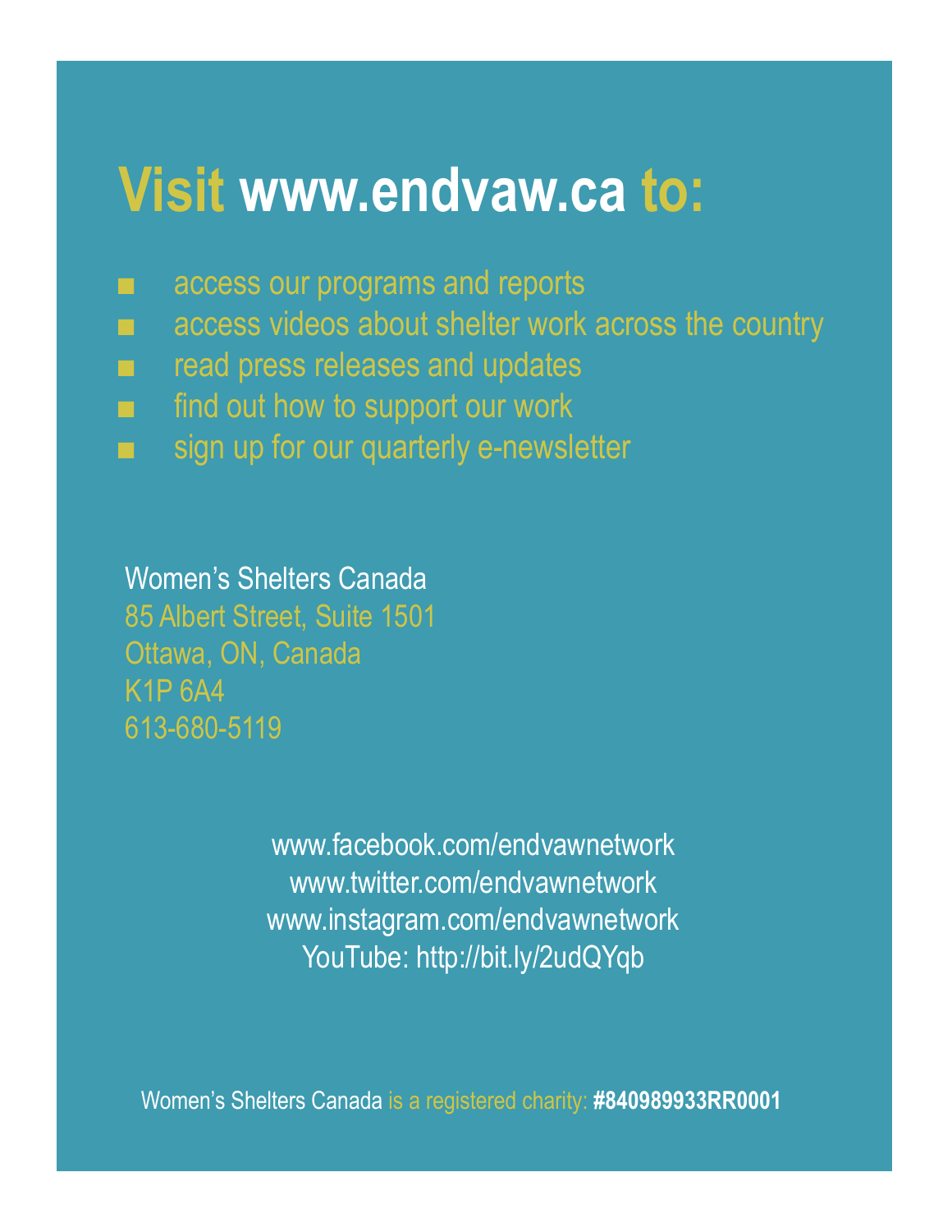# Visit www.endvaw.ca to:

- access our programs and reports
- access videos about shelter work across the country
- read press releases and updates
- find out how to support our work
- sign up for our quarterly e-newsletter

Women's Shelters Canada
85 Albert Street, Suite 1501
Ottawa, ON, Canada
K1P 6A4
613-680-5119

www.facebook.com/endvawnetwork
www.twitter.com/endvawnetwork
www.instagram.com/endvawnetwork
YouTube: http://bit.ly/2udQYqb

Women's Shelters Canada is a registered charity: **#840989933RR0001**